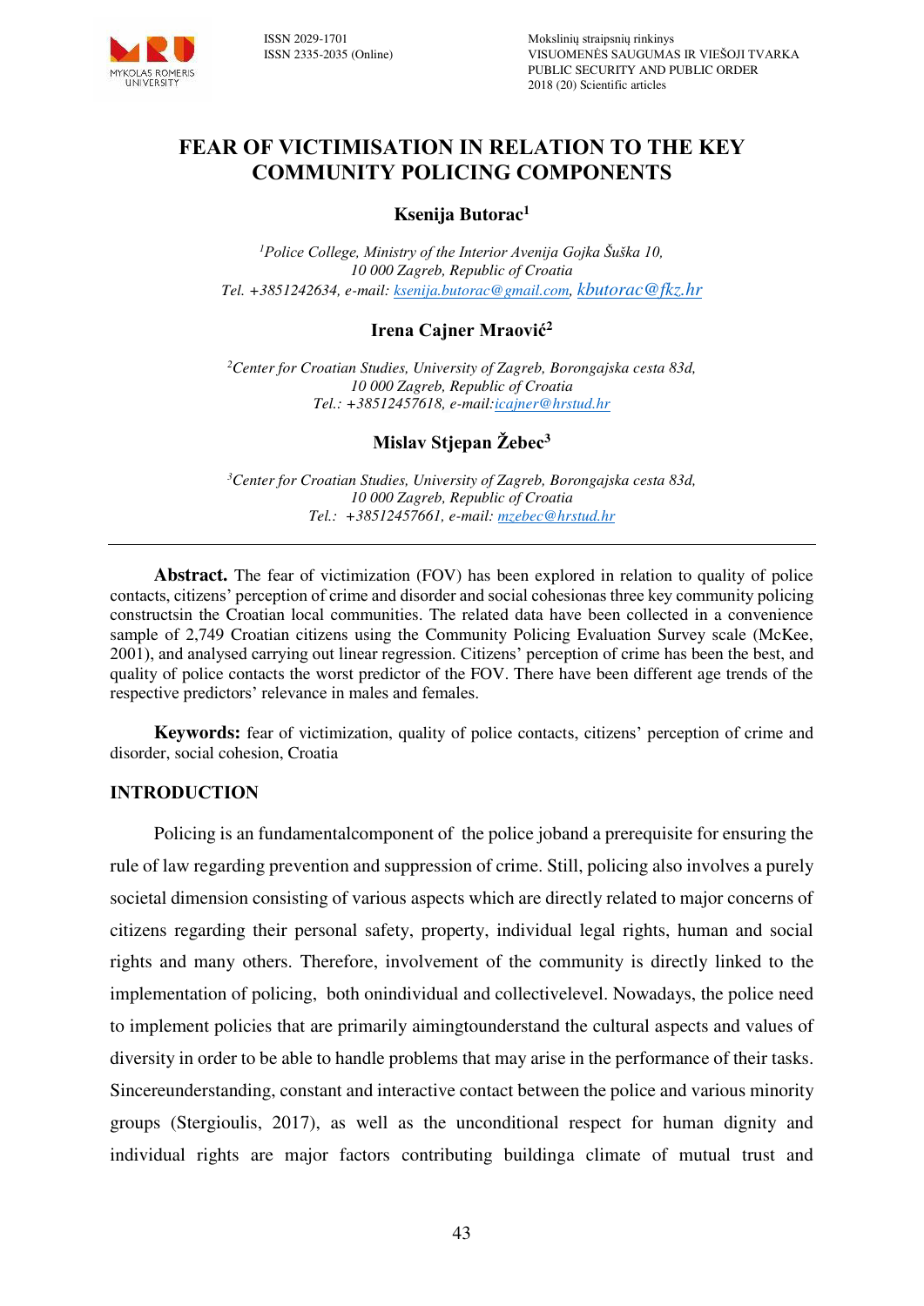# FEAR OF VICTIMISATION IN RELATION TO THE KEY COMMUNITY POLICING COMPONENTS

**Ksenija Butorac**[1]

*[1]Police College, Ministry of the Interior Avenija Gojka Šuška 10, 10 000 Zagreb, Republic of Croatia*
*Tel. +3851242634, e-mail: ksenija.butorac@gmail.com, kbutorac@fkz.hr*

**Irena Cajner Mraović**[2]

*[2]Center for Croatian Studies, University of Zagreb, Borongajska cesta 83d, 10 000 Zagreb, Republic of Croatia*
*Tel.: +38512457618, e-mail:icajner@hrstud.hr*

**Mislav Stjepan Žebec**[3]

*[3]Center for Croatian Studies, University of Zagreb, Borongajska cesta 83d, 10 000 Zagreb, Republic of Croatia*
*Tel.: +38512457661, e-mail: mzebec@hrstud.hr*

---

**Abstract.** The fear of victimization (FOV) has been explored in relation to quality of police contacts, citizens' perception of crime and disorder and social cohesionas three key community policing constructsin the Croatian local communities. The related data have been collected in a convenience sample of 2,749 Croatian citizens using the Community Policing Evaluation Survey scale (McKee, 2001), and analysed carrying out linear regression. Citizens' perception of crime has been the best, and quality of police contacts the worst predictor of the FOV. There have been different age trends of the respective predictors' relevance in males and females.

**Keywords:** fear of victimization, quality of police contacts, citizens' perception of crime and disorder, social cohesion, Croatia

## INTRODUCTION

Policing is an fundamentalcomponent of the police joband a prerequisite for ensuring the rule of law regarding prevention and suppression of crime. Still, policing also involves a purely societal dimension consisting of various aspects which are directly related to major concerns of citizens regarding their personal safety, property, individual legal rights, human and social rights and many others. Therefore, involvement of the community is directly linked to the implementation of policing, both onindividual and collectivelevel. Nowadays, the police need to implement policies that are primarily aimingtounderstand the cultural aspects and values of diversity in order to be able to handle problems that may arise in the performance of their tasks. Sincereunderstanding, constant and interactive contact between the police and various minority groups (Stergioulis, 2017), as well as the unconditional respect for human dignity and individual rights are major factors contributing buildinga climate of mutual trust and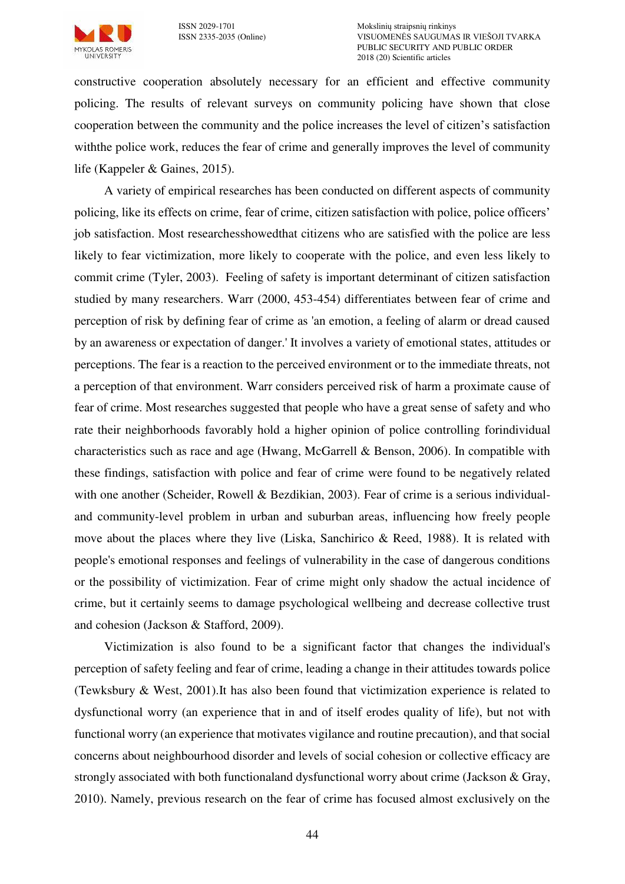constructive cooperation absolutely necessary for an efficient and effective community policing. The results of relevant surveys on community policing have shown that close cooperation between the community and the police increases the level of citizen's satisfaction withthe police work, reduces the fear of crime and generally improves the level of community life (Kappeler & Gaines, 2015).

A variety of empirical researches has been conducted on different aspects of community policing, like its effects on crime, fear of crime, citizen satisfaction with police, police officers' job satisfaction. Most researchesshowedthat citizens who are satisfied with the police are less likely to fear victimization, more likely to cooperate with the police, and even less likely to commit crime (Tyler, 2003). Feeling of safety is important determinant of citizen satisfaction studied by many researchers. Warr (2000, 453-454) differentiates between fear of crime and perception of risk by defining fear of crime as 'an emotion, a feeling of alarm or dread caused by an awareness or expectation of danger.' It involves a variety of emotional states, attitudes or perceptions. The fear is a reaction to the perceived environment or to the immediate threats, not a perception of that environment. Warr considers perceived risk of harm a proximate cause of fear of crime. Most researches suggested that people who have a great sense of safety and who rate their neighborhoods favorably hold a higher opinion of police controlling forindividual characteristics such as race and age (Hwang, McGarrell & Benson, 2006). In compatible with these findings, satisfaction with police and fear of crime were found to be negatively related with one another (Scheider, Rowell & Bezdikian, 2003). Fear of crime is a serious individual- and community-level problem in urban and suburban areas, influencing how freely people move about the places where they live (Liska, Sanchirico & Reed, 1988). It is related with people's emotional responses and feelings of vulnerability in the case of dangerous conditions or the possibility of victimization. Fear of crime might only shadow the actual incidence of crime, but it certainly seems to damage psychological wellbeing and decrease collective trust and cohesion (Jackson & Stafford, 2009).

Victimization is also found to be a significant factor that changes the individual's perception of safety feeling and fear of crime, leading a change in their attitudes towards police (Tewksbury & West, 2001).It has also been found that victimization experience is related to dysfunctional worry (an experience that in and of itself erodes quality of life), but not with functional worry (an experience that motivates vigilance and routine precaution), and that social concerns about neighbourhood disorder and levels of social cohesion or collective efficacy are strongly associated with both functionaland dysfunctional worry about crime (Jackson & Gray, 2010). Namely, previous research on the fear of crime has focused almost exclusively on the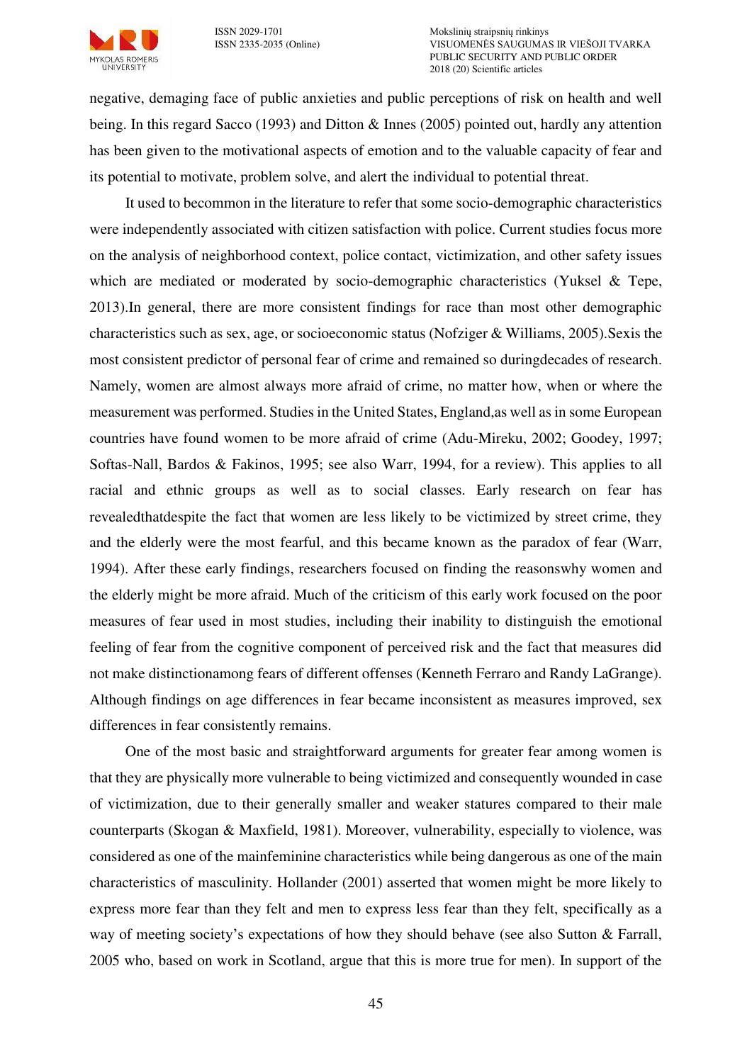negative, demaging face of public anxieties and public perceptions of risk on health and well being. In this regard Sacco (1993) and Ditton & Innes (2005) pointed out, hardly any attention has been given to the motivational aspects of emotion and to the valuable capacity of fear and its potential to motivate, problem solve, and alert the individual to potential threat.

It used to becommon in the literature to refer that some socio-demographic characteristics were independently associated with citizen satisfaction with police. Current studies focus more on the analysis of neighborhood context, police contact, victimization, and other safety issues which are mediated or moderated by socio-demographic characteristics (Yuksel & Tepe, 2013).In general, there are more consistent findings for race than most other demographic characteristics such as sex, age, or socioeconomic status (Nofziger & Williams, 2005).Sexis the most consistent predictor of personal fear of crime and remained so duringdecades of research. Namely, women are almost always more afraid of crime, no matter how, when or where the measurement was performed. Studies in the United States, England,as well as in some European countries have found women to be more afraid of crime (Adu-Mireku, 2002; Goodey, 1997; Softas-Nall, Bardos & Fakinos, 1995; see also Warr, 1994, for a review). This applies to all racial and ethnic groups as well as to social classes. Early research on fear has revealedthatdespite the fact that women are less likely to be victimized by street crime, they and the elderly were the most fearful, and this became known as the paradox of fear (Warr, 1994). After these early findings, researchers focused on finding the reasonswhy women and the elderly might be more afraid. Much of the criticism of this early work focused on the poor measures of fear used in most studies, including their inability to distinguish the emotional feeling of fear from the cognitive component of perceived risk and the fact that measures did not make distinctionamong fears of different offenses (Kenneth Ferraro and Randy LaGrange). Although findings on age differences in fear became inconsistent as measures improved, sex differences in fear consistently remains.

One of the most basic and straightforward arguments for greater fear among women is that they are physically more vulnerable to being victimized and consequently wounded in case of victimization, due to their generally smaller and weaker statures compared to their male counterparts (Skogan & Maxfield, 1981). Moreover, vulnerability, especially to violence, was considered as one of the mainfeminine characteristics while being dangerous as one of the main characteristics of masculinity. Hollander (2001) asserted that women might be more likely to express more fear than they felt and men to express less fear than they felt, specifically as a way of meeting society's expectations of how they should behave (see also Sutton & Farrall, 2005 who, based on work in Scotland, argue that this is more true for men). In support of the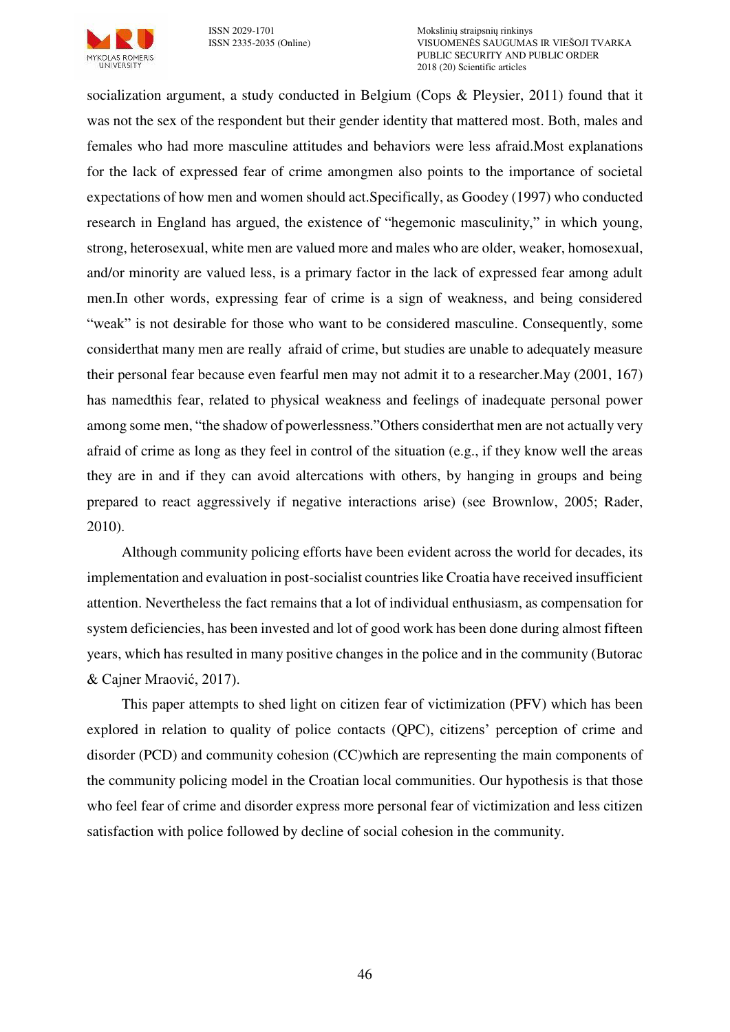socialization argument, a study conducted in Belgium (Cops & Pleysier, 2011) found that it was not the sex of the respondent but their gender identity that mattered most. Both, males and females who had more masculine attitudes and behaviors were less afraid.Most explanations for the lack of expressed fear of crime amongmen also points to the importance of societal expectations of how men and women should act.Specifically, as Goodey (1997) who conducted research in England has argued, the existence of "hegemonic masculinity," in which young, strong, heterosexual, white men are valued more and males who are older, weaker, homosexual, and/or minority are valued less, is a primary factor in the lack of expressed fear among adult men.In other words, expressing fear of crime is a sign of weakness, and being considered "weak" is not desirable for those who want to be considered masculine. Consequently, some considerthat many men are really afraid of crime, but studies are unable to adequately measure their personal fear because even fearful men may not admit it to a researcher.May (2001, 167) has namedthis fear, related to physical weakness and feelings of inadequate personal power among some men, "the shadow of powerlessness."Others considerthat men are not actually very afraid of crime as long as they feel in control of the situation (e.g., if they know well the areas they are in and if they can avoid altercations with others, by hanging in groups and being prepared to react aggressively if negative interactions arise) (see Brownlow, 2005; Rader, 2010).

Although community policing efforts have been evident across the world for decades, its implementation and evaluation in post-socialist countries like Croatia have received insufficient attention. Nevertheless the fact remains that a lot of individual enthusiasm, as compensation for system deficiencies, has been invested and lot of good work has been done during almost fifteen years, which has resulted in many positive changes in the police and in the community (Butorac & Cajner Mraović, 2017).

This paper attempts to shed light on citizen fear of victimization (PFV) which has been explored in relation to quality of police contacts (QPC), citizens' perception of crime and disorder (PCD) and community cohesion (CC)which are representing the main components of the community policing model in the Croatian local communities. Our hypothesis is that those who feel fear of crime and disorder express more personal fear of victimization and less citizen satisfaction with police followed by decline of social cohesion in the community.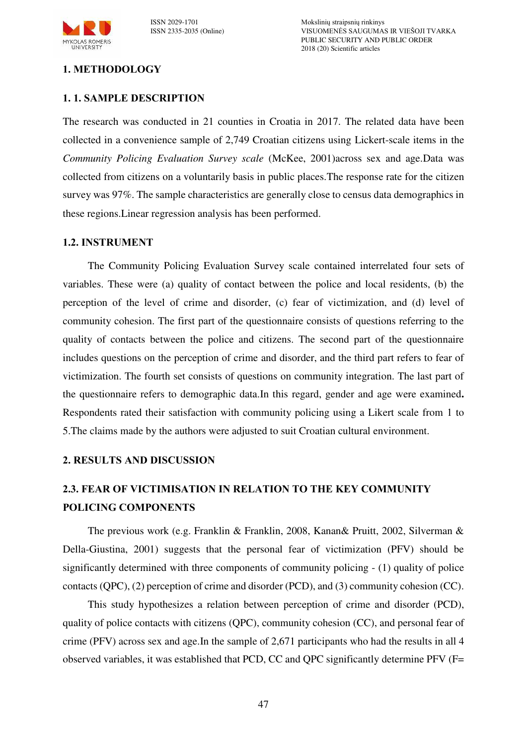## 1. METHODOLOGY

### 1. 1. SAMPLE DESCRIPTION

The research was conducted in 21 counties in Croatia in 2017. The related data have been collected in a convenience sample of 2,749 Croatian citizens using Lickert-scale items in the *Community Policing Evaluation Survey scale* (McKee, 2001)across sex and age.Data was collected from citizens on a voluntarily basis in public places.The response rate for the citizen survey was 97%. The sample characteristics are generally close to census data demographics in these regions.Linear regression analysis has been performed.

### 1.2. INSTRUMENT

The Community Policing Evaluation Survey scale contained interrelated four sets of variables. These were (a) quality of contact between the police and local residents, (b) the perception of the level of crime and disorder, (c) fear of victimization, and (d) level of community cohesion. The first part of the questionnaire consists of questions referring to the quality of contacts between the police and citizens. The second part of the questionnaire includes questions on the perception of crime and disorder, and the third part refers to fear of victimization. The fourth set consists of questions on community integration. The last part of the questionnaire refers to demographic data.In this regard, gender and age were examined**.** Respondents rated their satisfaction with community policing using a Likert scale from 1 to 5.The claims made by the authors were adjusted to suit Croatian cultural environment.

## 2. RESULTS AND DISCUSSION

### 2.3. FEAR OF VICTIMISATION IN RELATION TO THE KEY COMMUNITY POLICING COMPONENTS

The previous work (e.g. Franklin & Franklin, 2008, Kanan& Pruitt, 2002, Silverman & Della-Giustina, 2001) suggests that the personal fear of victimization (PFV) should be significantly determined with three components of community policing - (1) quality of police contacts (QPC), (2) perception of crime and disorder (PCD), and (3) community cohesion (CC).

This study hypothesizes a relation between perception of crime and disorder (PCD), quality of police contacts with citizens (QPC), community cohesion (CC), and personal fear of crime (PFV) across sex and age.In the sample of 2,671 participants who had the results in all 4 observed variables, it was established that PCD, CC and QPC significantly determine PFV (F=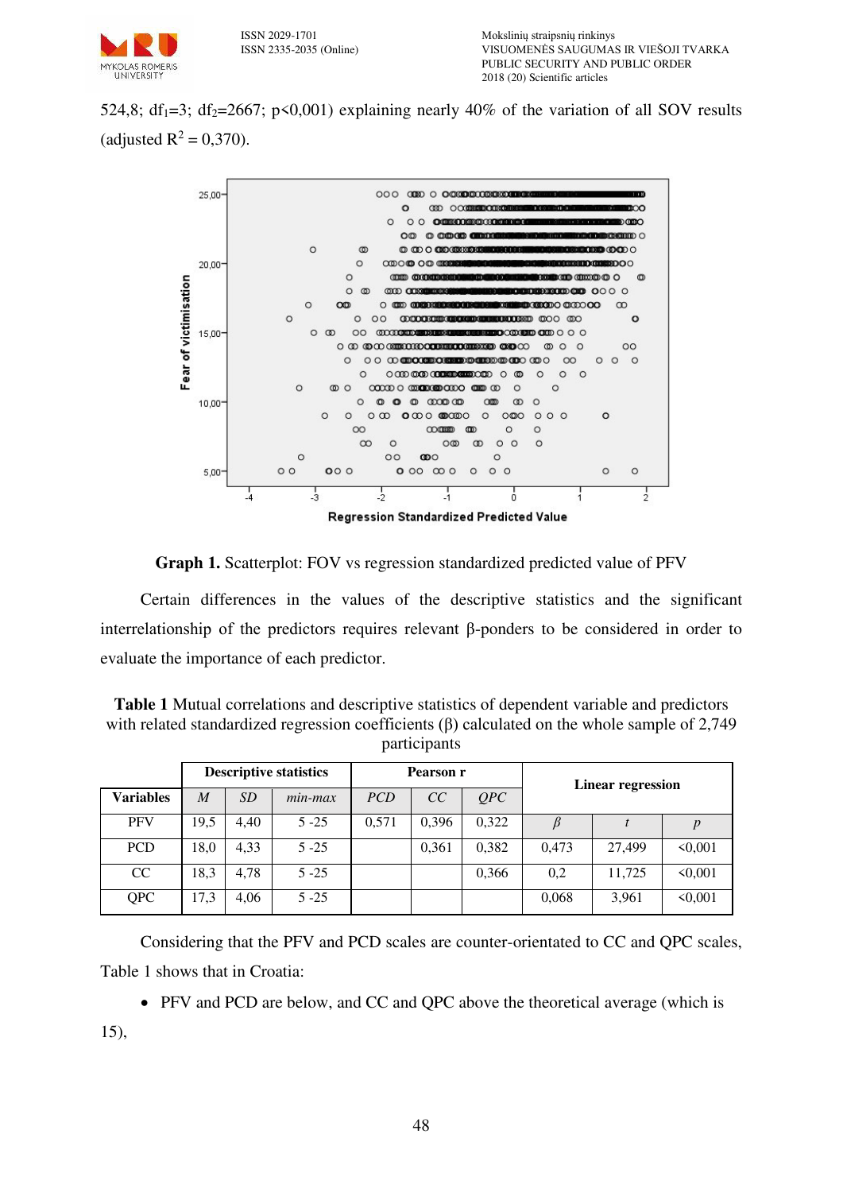524,8; $df_1$=3; $df_2$=2667; p<0,001) explaining nearly 40% of the variation of all SOV results (adjusted $R^2$ = 0,370).

**Graph 1.** Scatterplot: FOV vs regression standardized predicted value of PFV

Certain differences in the values of the descriptive statistics and the significant interrelationship of the predictors requires relevant β-ponders to be considered in order to evaluate the importance of each predictor.

**Table 1** Mutual correlations and descriptive statistics of dependent variable and predictors with related standardized regression coefficients (β) calculated on the whole sample of 2,749 participants

| | Descriptive statistics | | | Pearson r | | | Linear regression | | |
|---|---|---|---|---|---|---|---|---|---|
| **Variables** | *M* | *SD* | *min-max* | *PCD* | *CC* | *QPC* | | | |
| PFV | 19,5 | 4,40 | 5 -25 | 0,571 | 0,396 | 0,322 | *β* | *t* | *p* |
| PCD | 18,0 | 4,33 | 5 -25 | | 0,361 | 0,382 | 0,473 | 27,499 | <0,001 |
| CC | 18,3 | 4,78 | 5 -25 | | | 0,366 | 0,2 | 11,725 | <0,001 |
| QPC | 17,3 | 4,06 | 5 -25 | | | | 0,068 | 3,961 | <0,001 |

Considering that the PFV and PCD scales are counter-orientated to CC and QPC scales, Table 1 shows that in Croatia:

- PFV and PCD are below, and CC and QPC above the theoretical average (which is 15),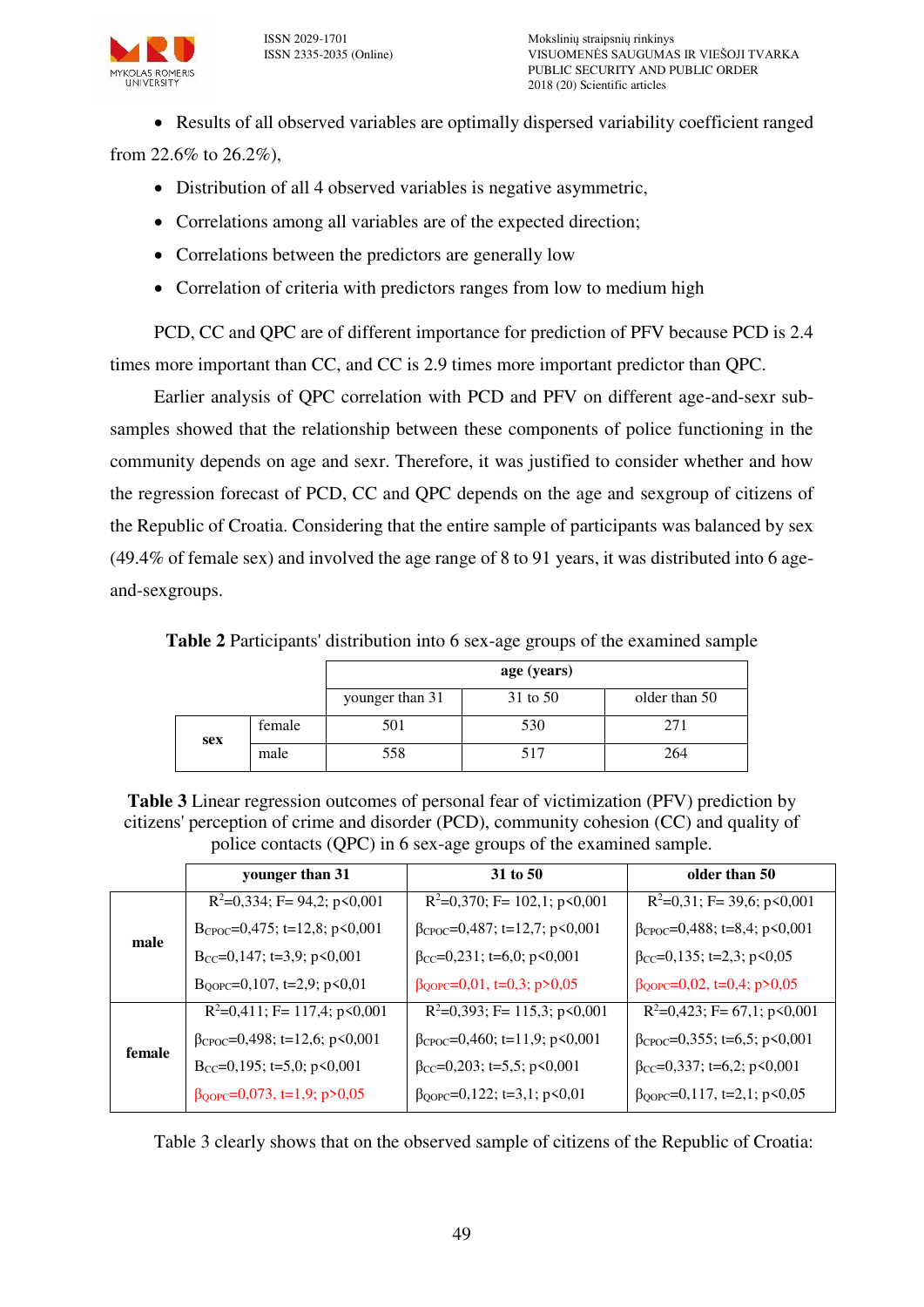- Results of all observed variables are optimally dispersed variability coefficient ranged from 22.6% to 26.2%),
- Distribution of all 4 observed variables is negative asymmetric,
- Correlations among all variables are of the expected direction;
- Correlations between the predictors are generally low
- Correlation of criteria with predictors ranges from low to medium high

PCD, CC and QPC are of different importance for prediction of PFV because PCD is 2.4 times more important than CC, and CC is 2.9 times more important predictor than QPC.

Earlier analysis of QPC correlation with PCD and PFV on different age-and-sexr sub-samples showed that the relationship between these components of police functioning in the community depends on age and sexr. Therefore, it was justified to consider whether and how the regression forecast of PCD, CC and QPC depends on the age and sexgroup of citizens of the Republic of Croatia. Considering that the entire sample of participants was balanced by sex (49.4% of female sex) and involved the age range of 8 to 91 years, it was distributed into 6 age-and-sexgroups.

**Table 2** Participants' distribution into 6 sex-age groups of the examined sample

| | | age (years) | | |
|---|---|---|---|---|
| | | younger than 31 | 31 to 50 | older than 50 |
| **sex** | female | 501 | 530 | 271 |
| | male | 558 | 517 | 264 |

**Table 3** Linear regression outcomes of personal fear of victimization (PFV) prediction by citizens' perception of crime and disorder (PCD), community cohesion (CC) and quality of police contacts (QPC) in 6 sex-age groups of the examined sample.

| | **younger than 31** | **31 to 50** | **older than 50** |
|---|---|---|---|
| **male** | $R^2$=0,334; F= 94,2; p<0,001 | $R^2$=0,370; F= 102,1; p<0,001 | $R^2$=0,31; F= 39,6; p<0,001 |
| | $B_{CPOC}$=0,475; t=12,8; p<0,001 | $\beta_{CPOC}$=0,487; t=12,7; p<0,001 | $\beta_{CPOC}$=0,488; t=8,4; p<0,001 |
| | $B_{CC}$=0,147; t=3,9; p<0,001 | $\beta_{CC}$=0,231; t=6,0; p<0,001 | $\beta_{CC}$=0,135; t=2,3; p<0,05 |
| | $B_{QOPC}$=0,107, t=2,9; p<0,01 | $\beta_{QOPC}$=0,01, t=0,3; p>0,05 | $\beta_{QOPC}$=0,02, t=0,4; p>0,05 |
| **female** | $R^2$=0,411; F= 117,4; p<0,001 | $R^2$=0,393; F= 115,3; p<0,001 | $R^2$=0,423; F= 67,1; p<0,001 |
| | $\beta_{CPOC}$=0,498; t=12,6; p<0,001 | $\beta_{CPOC}$=0,460; t=11,9; p<0,001 | $\beta_{CPOC}$=0,355; t=6,5; p<0,001 |
| | $B_{CC}$=0,195; t=5,0; p<0,001 | $\beta_{CC}$=0,203; t=5,5; p<0,001 | $\beta_{CC}$=0,337; t=6,2; p<0,001 |
| | $\beta_{QOPC}$=0,073, t=1,9; p>0,05 | $\beta_{QOPC}$=0,122; t=3,1; p<0,01 | $\beta_{QOPC}$=0,117, t=2,1; p<0,05 |

Table 3 clearly shows that on the observed sample of citizens of the Republic of Croatia: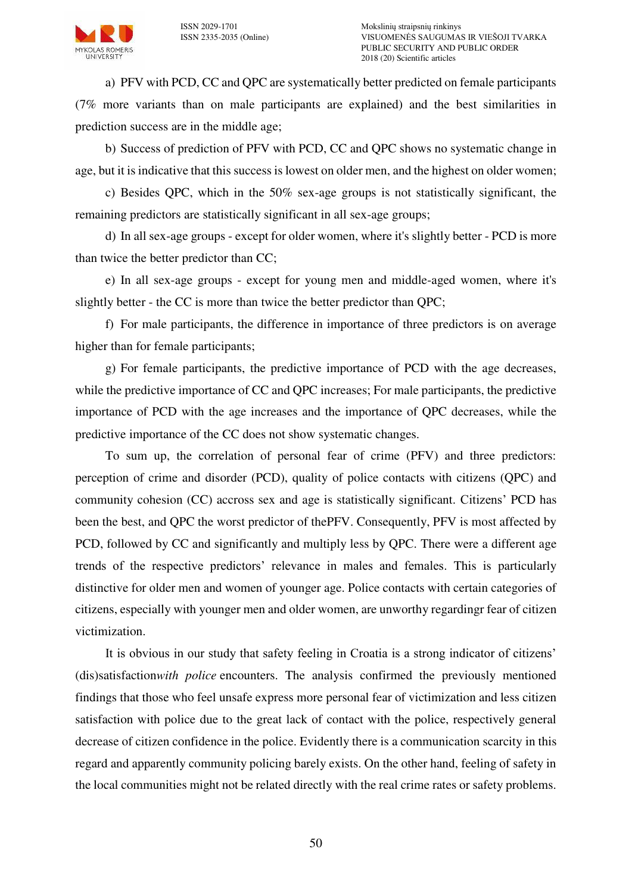a) PFV with PCD, CC and QPC are systematically better predicted on female participants (7% more variants than on male participants are explained) and the best similarities in prediction success are in the middle age;

b) Success of prediction of PFV with PCD, CC and QPC shows no systematic change in age, but it is indicative that this success is lowest on older men, and the highest on older women;

c) Besides QPC, which in the 50% sex-age groups is not statistically significant, the remaining predictors are statistically significant in all sex-age groups;

d) In all sex-age groups - except for older women, where it's slightly better - PCD is more than twice the better predictor than CC;

e) In all sex-age groups - except for young men and middle-aged women, where it's slightly better - the CC is more than twice the better predictor than QPC;

f) For male participants, the difference in importance of three predictors is on average higher than for female participants;

g) For female participants, the predictive importance of PCD with the age decreases, while the predictive importance of CC and QPC increases; For male participants, the predictive importance of PCD with the age increases and the importance of QPC decreases, while the predictive importance of the CC does not show systematic changes.

To sum up, the correlation of personal fear of crime (PFV) and three predictors: perception of crime and disorder (PCD), quality of police contacts with citizens (QPC) and community cohesion (CC) accross sex and age is statistically significant. Citizens' PCD has been the best, and QPC the worst predictor of thePFV. Consequently, PFV is most affected by PCD, followed by CC and significantly and multiply less by QPC. There were a different age trends of the respective predictors' relevance in males and females. This is particularly distinctive for older men and women of younger age. Police contacts with certain categories of citizens, especially with younger men and older women, are unworthy regardingr fear of citizen victimization.

It is obvious in our study that safety feeling in Croatia is a strong indicator of citizens' (dis)satisfaction*with police* encounters. The analysis confirmed the previously mentioned findings that those who feel unsafe express more personal fear of victimization and less citizen satisfaction with police due to the great lack of contact with the police, respectively general decrease of citizen confidence in the police. Evidently there is a communication scarcity in this regard and apparently community policing barely exists. On the other hand, feeling of safety in the local communities might not be related directly with the real crime rates or safety problems.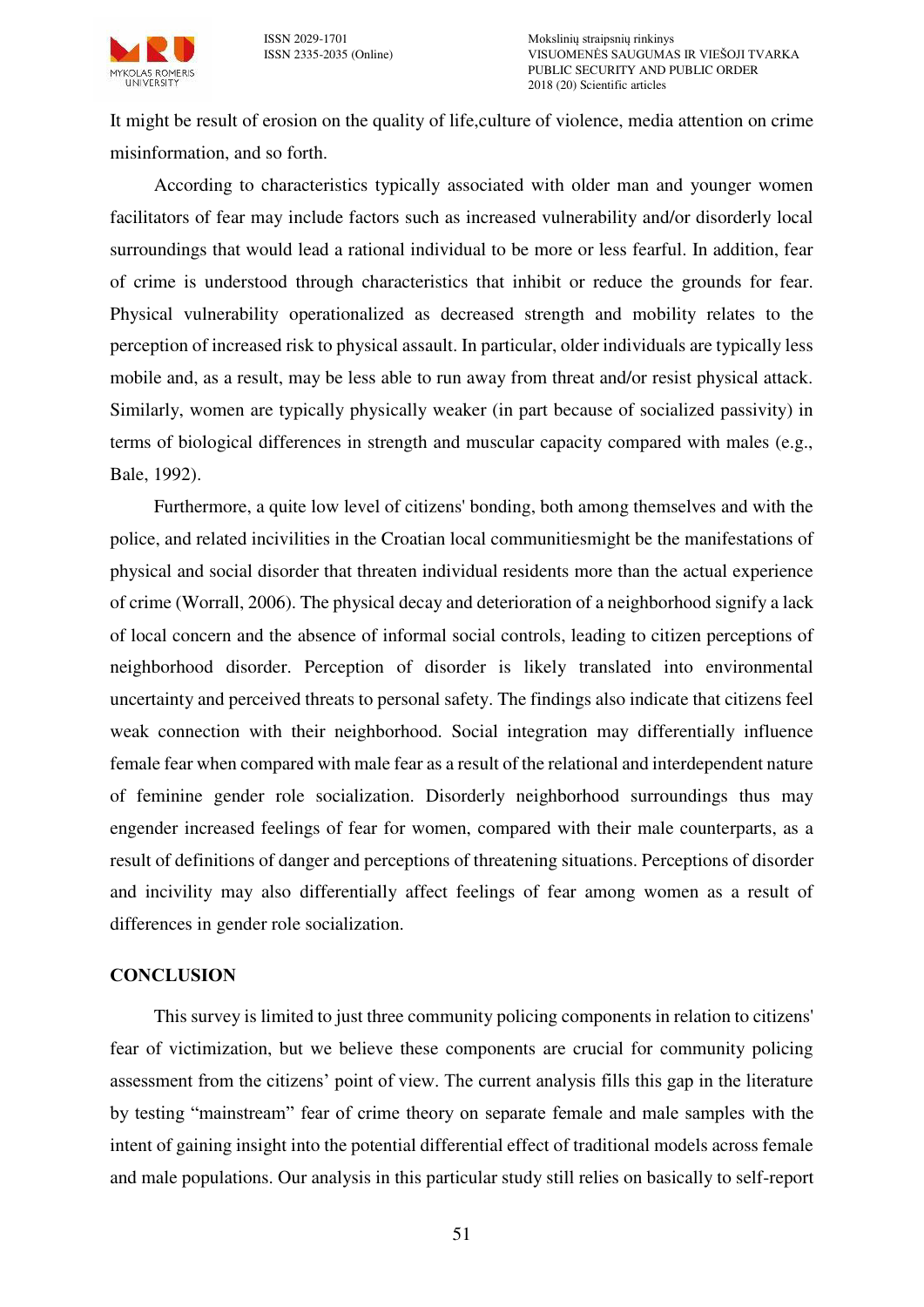It might be result of erosion on the quality of life,culture of violence, media attention on crime misinformation, and so forth.

According to characteristics typically associated with older man and younger women facilitators of fear may include factors such as increased vulnerability and/or disorderly local surroundings that would lead a rational individual to be more or less fearful. In addition, fear of crime is understood through characteristics that inhibit or reduce the grounds for fear. Physical vulnerability operationalized as decreased strength and mobility relates to the perception of increased risk to physical assault. In particular, older individuals are typically less mobile and, as a result, may be less able to run away from threat and/or resist physical attack. Similarly, women are typically physically weaker (in part because of socialized passivity) in terms of biological differences in strength and muscular capacity compared with males (e.g., Bale, 1992).

Furthermore, a quite low level of citizens' bonding, both among themselves and with the police, and related incivilities in the Croatian local communitiesmight be the manifestations of physical and social disorder that threaten individual residents more than the actual experience of crime (Worrall, 2006). The physical decay and deterioration of a neighborhood signify a lack of local concern and the absence of informal social controls, leading to citizen perceptions of neighborhood disorder. Perception of disorder is likely translated into environmental uncertainty and perceived threats to personal safety. The findings also indicate that citizens feel weak connection with their neighborhood. Social integration may differentially influence female fear when compared with male fear as a result of the relational and interdependent nature of feminine gender role socialization. Disorderly neighborhood surroundings thus may engender increased feelings of fear for women, compared with their male counterparts, as a result of definitions of danger and perceptions of threatening situations. Perceptions of disorder and incivility may also differentially affect feelings of fear among women as a result of differences in gender role socialization.

## CONCLUSION

This survey is limited to just three community policing components in relation to citizens' fear of victimization, but we believe these components are crucial for community policing assessment from the citizens' point of view. The current analysis fills this gap in the literature by testing "mainstream" fear of crime theory on separate female and male samples with the intent of gaining insight into the potential differential effect of traditional models across female and male populations. Our analysis in this particular study still relies on basically to self-report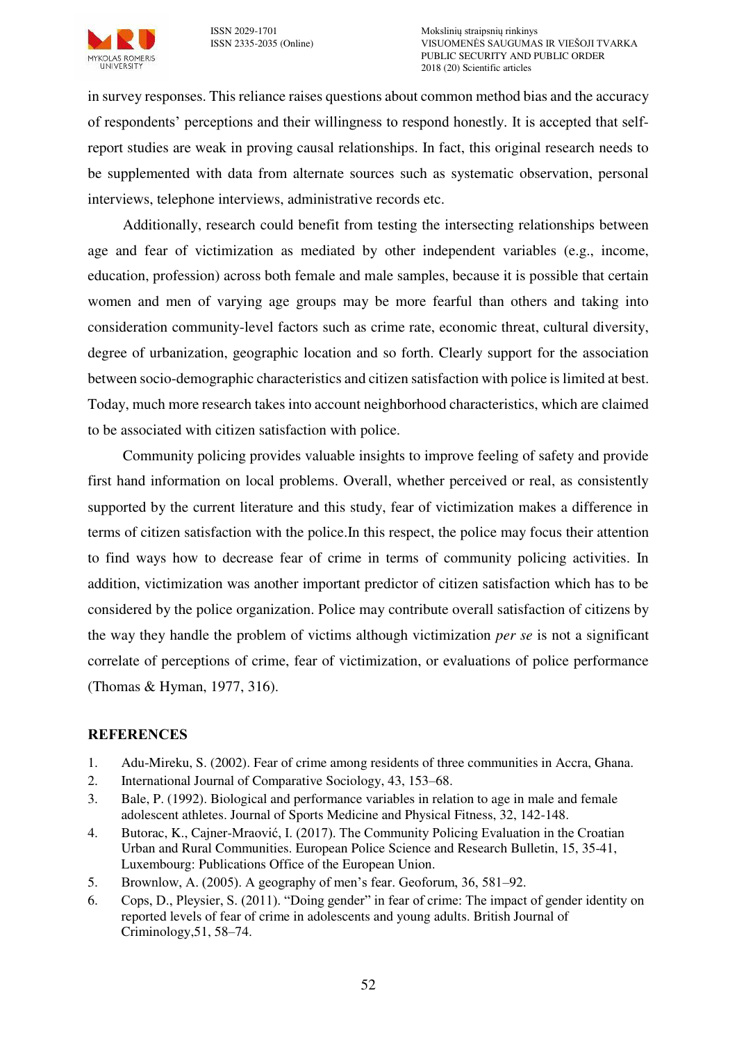in survey responses. This reliance raises questions about common method bias and the accuracy of respondents' perceptions and their willingness to respond honestly. It is accepted that self-report studies are weak in proving causal relationships. In fact, this original research needs to be supplemented with data from alternate sources such as systematic observation, personal interviews, telephone interviews, administrative records etc.

Additionally, research could benefit from testing the intersecting relationships between age and fear of victimization as mediated by other independent variables (e.g., income, education, profession) across both female and male samples, because it is possible that certain women and men of varying age groups may be more fearful than others and taking into consideration community-level factors such as crime rate, economic threat, cultural diversity, degree of urbanization, geographic location and so forth. Clearly support for the association between socio-demographic characteristics and citizen satisfaction with police is limited at best. Today, much more research takes into account neighborhood characteristics, which are claimed to be associated with citizen satisfaction with police.

Community policing provides valuable insights to improve feeling of safety and provide first hand information on local problems. Overall, whether perceived or real, as consistently supported by the current literature and this study, fear of victimization makes a difference in terms of citizen satisfaction with the police.In this respect, the police may focus their attention to find ways how to decrease fear of crime in terms of community policing activities. In addition, victimization was another important predictor of citizen satisfaction which has to be considered by the police organization. Police may contribute overall satisfaction of citizens by the way they handle the problem of victims although victimization *per se* is not a significant correlate of perceptions of crime, fear of victimization, or evaluations of police performance (Thomas & Hyman, 1977, 316).

## REFERENCES

1. Adu-Mireku, S. (2002). Fear of crime among residents of three communities in Accra, Ghana.
2. International Journal of Comparative Sociology, 43, 153–68.
3. Bale, P. (1992). Biological and performance variables in relation to age in male and female adolescent athletes. Journal of Sports Medicine and Physical Fitness, 32, 142-148.
4. Butorac, K., Cajner-Mraović, I. (2017). The Community Policing Evaluation in the Croatian Urban and Rural Communities. European Police Science and Research Bulletin, 15, 35-41, Luxembourg: Publications Office of the European Union.
5. Brownlow, A. (2005). A geography of men's fear. Geoforum, 36, 581–92.
6. Cops, D., Pleysier, S. (2011). "Doing gender" in fear of crime: The impact of gender identity on reported levels of fear of crime in adolescents and young adults. British Journal of Criminology,51, 58–74.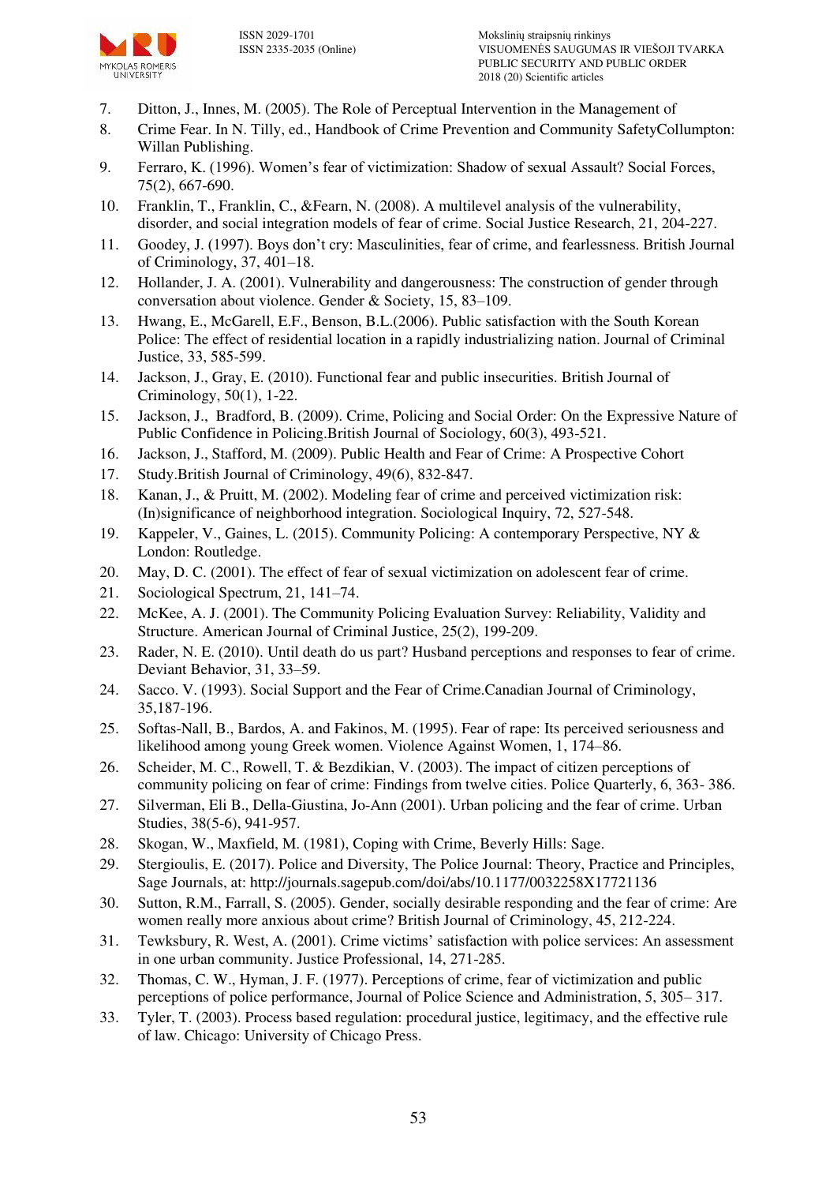7. Ditton, J., Innes, M. (2005). The Role of Perceptual Intervention in the Management of
8. Crime Fear. In N. Tilly, ed., Handbook of Crime Prevention and Community SafetyCollumpton: Willan Publishing.
9. Ferraro, K. (1996). Women's fear of victimization: Shadow of sexual Assault? Social Forces, 75(2), 667-690.
10. Franklin, T., Franklin, C., &Fearn, N. (2008). A multilevel analysis of the vulnerability, disorder, and social integration models of fear of crime. Social Justice Research, 21, 204-227.
11. Goodey, J. (1997). Boys don't cry: Masculinities, fear of crime, and fearlessness. British Journal of Criminology, 37, 401–18.
12. Hollander, J. A. (2001). Vulnerability and dangerousness: The construction of gender through conversation about violence. Gender & Society, 15, 83–109.
13. Hwang, E., McGarell, E.F., Benson, B.L.(2006). Public satisfaction with the South Korean Police: The effect of residential location in a rapidly industrializing nation. Journal of Criminal Justice, 33, 585-599.
14. Jackson, J., Gray, E. (2010). Functional fear and public insecurities. British Journal of Criminology, 50(1), 1-22.
15. Jackson, J., Bradford, B. (2009). Crime, Policing and Social Order: On the Expressive Nature of Public Confidence in Policing.British Journal of Sociology, 60(3), 493-521.
16. Jackson, J., Stafford, M. (2009). Public Health and Fear of Crime: A Prospective Cohort
17. Study.British Journal of Criminology, 49(6), 832-847.
18. Kanan, J., & Pruitt, M. (2002). Modeling fear of crime and perceived victimization risk: (In)significance of neighborhood integration. Sociological Inquiry, 72, 527-548.
19. Kappeler, V., Gaines, L. (2015). Community Policing: A contemporary Perspective, NY & London: Routledge.
20. May, D. C. (2001). The effect of fear of sexual victimization on adolescent fear of crime.
21. Sociological Spectrum, 21, 141–74.
22. McKee, A. J. (2001). The Community Policing Evaluation Survey: Reliability, Validity and Structure. American Journal of Criminal Justice, 25(2), 199-209.
23. Rader, N. E. (2010). Until death do us part? Husband perceptions and responses to fear of crime. Deviant Behavior, 31, 33–59.
24. Sacco. V. (1993). Social Support and the Fear of Crime.Canadian Journal of Criminology, 35,187-196.
25. Softas-Nall, B., Bardos, A. and Fakinos, M. (1995). Fear of rape: Its perceived seriousness and likelihood among young Greek women. Violence Against Women, 1, 174–86.
26. Scheider, M. C., Rowell, T. & Bezdikian, V. (2003). The impact of citizen perceptions of community policing on fear of crime: Findings from twelve cities. Police Quarterly, 6, 363- 386.
27. Silverman, Eli B., Della-Giustina, Jo-Ann (2001). Urban policing and the fear of crime. Urban Studies, 38(5-6), 941-957.
28. Skogan, W., Maxfield, M. (1981), Coping with Crime, Beverly Hills: Sage.
29. Stergioulis, E. (2017). Police and Diversity, The Police Journal: Theory, Practice and Principles, Sage Journals, at: http://journals.sagepub.com/doi/abs/10.1177/0032258X17721136
30. Sutton, R.M., Farrall, S. (2005). Gender, socially desirable responding and the fear of crime: Are women really more anxious about crime? British Journal of Criminology, 45, 212-224.
31. Tewksbury, R. West, A. (2001). Crime victims' satisfaction with police services: An assessment in one urban community. Justice Professional, 14, 271-285.
32. Thomas, C. W., Hyman, J. F. (1977). Perceptions of crime, fear of victimization and public perceptions of police performance, Journal of Police Science and Administration, 5, 305– 317.
33. Tyler, T. (2003). Process based regulation: procedural justice, legitimacy, and the effective rule of law. Chicago: University of Chicago Press.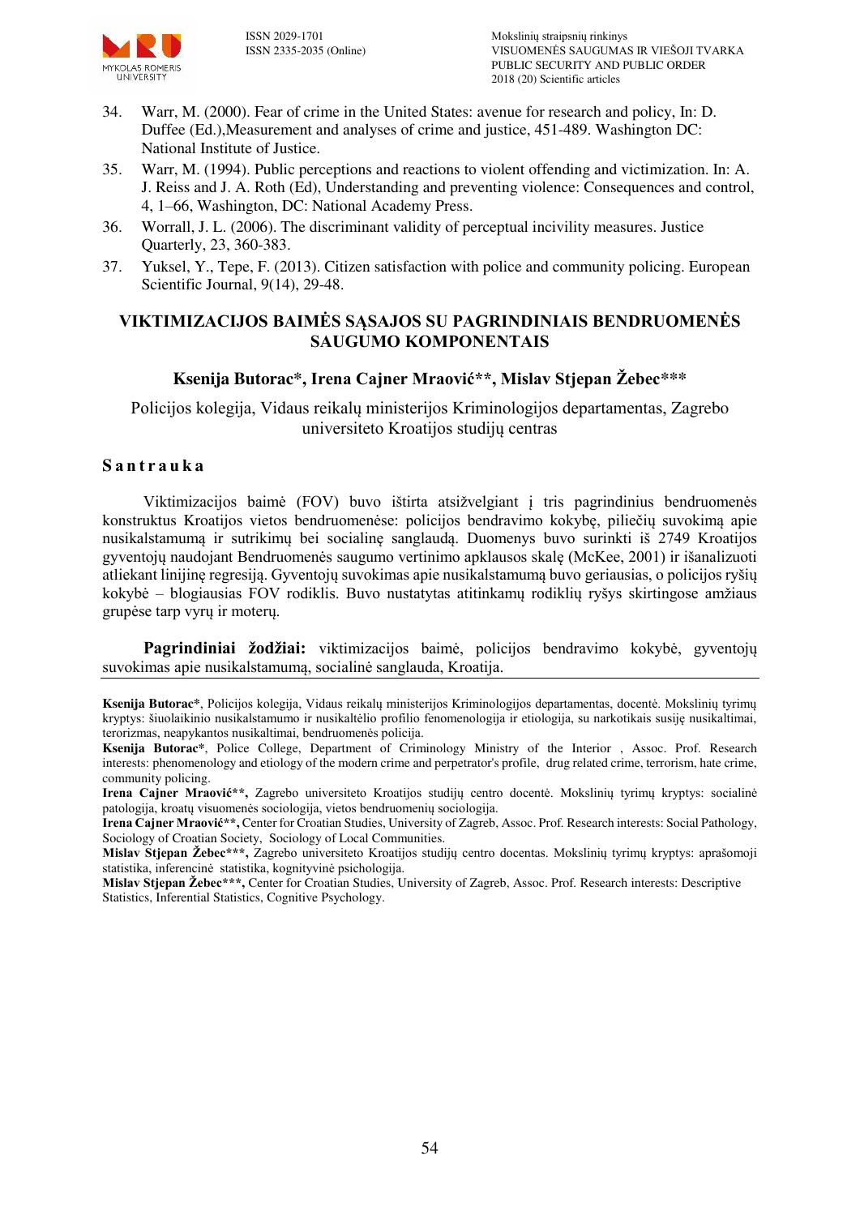34. Warr, M. (2000). Fear of crime in the United States: avenue for research and policy, In: D. Duffee (Ed.),Measurement and analyses of crime and justice, 451-489. Washington DC: National Institute of Justice.
35. Warr, M. (1994). Public perceptions and reactions to violent offending and victimization. In: A. J. Reiss and J. A. Roth (Ed), Understanding and preventing violence: Consequences and control, 4, 1–66, Washington, DC: National Academy Press.
36. Worrall, J. L. (2006). The discriminant validity of perceptual incivility measures. Justice Quarterly, 23, 360-383.
37. Yuksel, Y., Tepe, F. (2013). Citizen satisfaction with police and community policing. European Scientific Journal, 9(14), 29-48.

## VIKTIMIZACIJOS BAIMĖS SĄSAJOS SU PAGRINDINIAIS BENDRUOMENĖS SAUGUMO KOMPONENTAIS

**Ksenija Butorac\*, Irena Cajner Mraović\*\*, Mislav Stjepan Žebec\*\*\***

Policijos kolegija, Vidaus reikalų ministerijos Kriminologijos departamentas, Zagrebo universiteto Kroatijos studijų centras

### Santrauka

Viktimizacijos baimė (FOV) buvo ištirta atsižvelgiant į tris pagrindinius bendruomenės konstruktus Kroatijos vietos bendruomenėse: policijos bendravimo kokybę, piliečių suvokimą apie nusikalstamumą ir sutrikimų bei socialinę sanglaudą. Duomenys buvo surinkti iš 2749 Kroatijos gyventojų naudojant Bendruomenės saugumo vertinimo apklausos skalę (McKee, 2001) ir išanalizuoti atliekant linijinę regresiją. Gyventojų suvokimas apie nusikalstamumą buvo geriausias, o policijos ryšių kokybė – blogiausias FOV rodiklis. Buvo nustatytas atitinkamų rodiklių ryšys skirtingose amžiaus grupėse tarp vyrų ir moterų.

**Pagrindiniai žodžiai:** viktimizacijos baimė, policijos bendravimo kokybė, gyventojų suvokimas apie nusikalstamumą, socialinė sanglauda, Kroatija.

---

**Ksenija Butorac\***, Policijos kolegija, Vidaus reikalų ministerijos Kriminologijos departamentas, docentė. Mokslinių tyrimų kryptys: šiuolaikinio nusikalstamumo ir nusikaltėlio profilio fenomenologija ir etiologija, su narkotikais susiję nusikaltimai, terorizmas, neapykantos nusikaltimai, bendruomenės policija.

**Ksenija Butorac\***, Police College, Department of Criminology Ministry of the Interior , Assoc. Prof. Research interests: phenomenology and etiology of the modern crime and perpetrator's profile, drug related crime, terrorism, hate crime, community policing.

**Irena Cajner Mraović\*\*,** Zagrebo universiteto Kroatijos studijų centro docentė. Mokslinių tyrimų kryptys: socialinė patologija, kroatų visuomenės sociologija, vietos bendruomenių sociologija.

**Irena Cajner Mraović\*\*,** Center for Croatian Studies, University of Zagreb, Assoc. Prof. Research interests: Social Pathology, Sociology of Croatian Society, Sociology of Local Communities.

**Mislav Stjepan Žebec\*\*\*,** Zagrebo universiteto Kroatijos studijų centro docentas. Mokslinių tyrimų kryptys: aprašomoji statistika, inferencinė statistika, kognityvinė psichologija.

**Mislav Stjepan Žebec\*\*\*,** Center for Croatian Studies, University of Zagreb, Assoc. Prof. Research interests: Descriptive Statistics, Inferential Statistics, Cognitive Psychology.